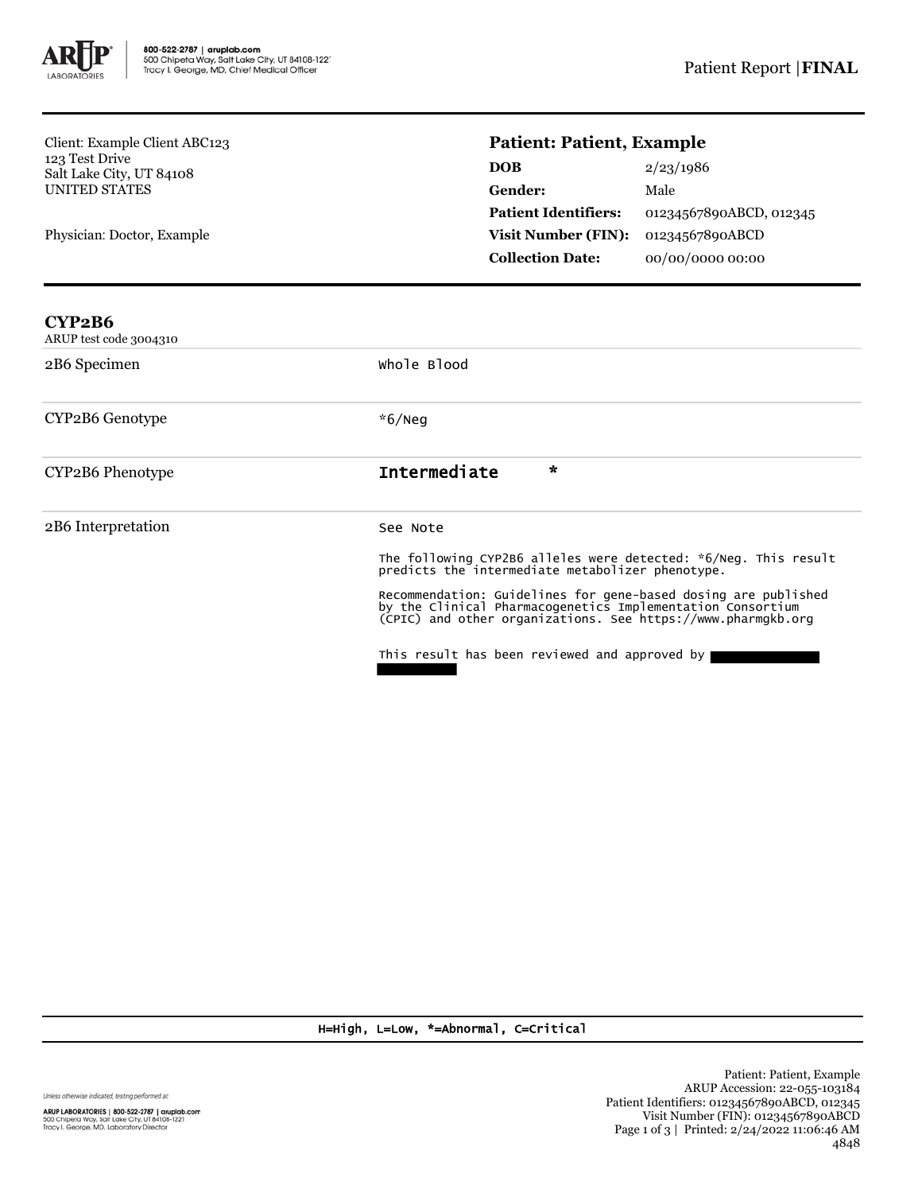800-522-2787 | aruplab.com
500 Chipeta Way, Salt Lake City, UT 84108-1221
Tracy I. George, MD, Chief Medical Officer

Patient Report | **FINAL**

Client: Example Client ABC123
123 Test Drive
Salt Lake City, UT 84108
UNITED STATES

Physician: Doctor, Example

**Patient: Patient, Example**

| | |
|---|---|
| **DOB** | 2/23/1986 |
| **Gender:** | Male |
| **Patient Identifiers:** | 01234567890ABCD, 012345 |
| **Visit Number (FIN):** | 01234567890ABCD |
| **Collection Date:** | 00/00/0000 00:00 |

## CYP2B6

ARUP test code 3004310

| | |
|---|---|
| 2B6 Specimen | Whole Blood |
| CYP2B6 Genotype | *6/Neg |
| CYP2B6 Phenotype | Intermediate * |
| 2B6 Interpretation | See Note |

The following CYP2B6 alleles were detected: *6/Neg. This result predicts the intermediate metabolizer phenotype.

Recommendation: Guidelines for gene-based dosing are published by the Clinical Pharmacogenetics Implementation Consortium (CPIC) and other organizations. See https://www.pharmgkb.org

This result has been reviewed and approved by [redacted]

H=High, L=Low, *=Abnormal, C=Critical

Unless otherwise indicated, testing performed at:

ARUP LABORATORIES | 800-522-2787 | aruplab.com
500 Chipeta Way, Salt Lake City, UT 84108-1221
Tracy I. George, MD, Laboratory Director

Patient: Patient, Example
ARUP Accession: 22-055-103184
Patient Identifiers: 01234567890ABCD, 012345
Visit Number (FIN): 01234567890ABCD
Printed: 2/24/2022 11:06:46 AM
4848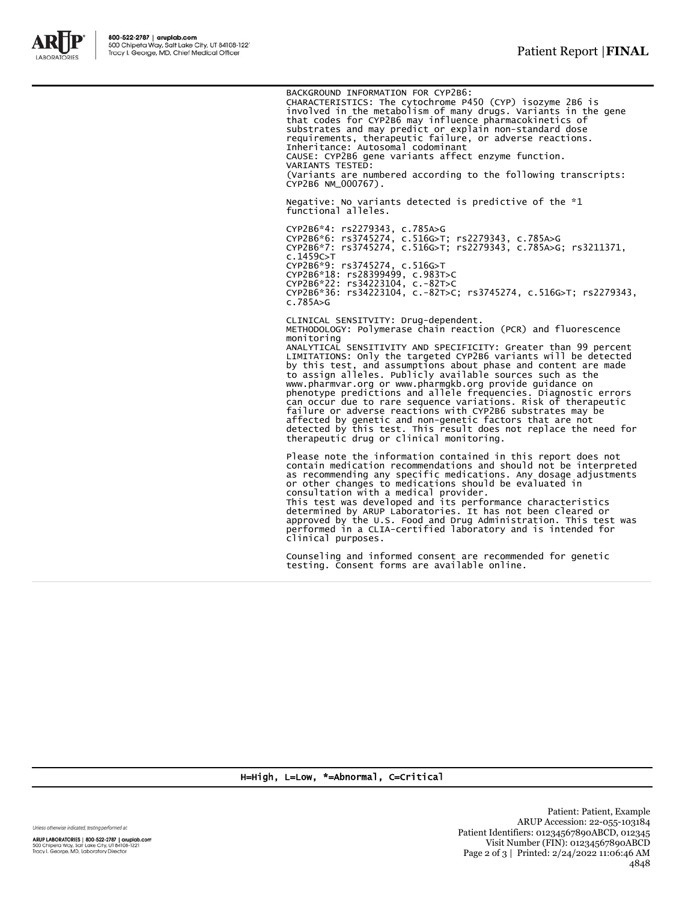BACKGROUND INFORMATION FOR CYP2B6:
CHARACTERISTICS: The cytochrome P450 (CYP) isozyme 2B6 is involved in the metabolism of many drugs. Variants in the gene that codes for CYP2B6 may influence pharmacokinetics of substrates and may predict or explain non-standard dose requirements, therapeutic failure, or adverse reactions.
Inheritance: Autosomal codominant
CAUSE: CYP2B6 gene variants affect enzyme function.
VARIANTS TESTED:
(Variants are numbered according to the following transcripts: CYP2B6 NM_000767).

Negative: No variants detected is predictive of the *1 functional alleles.

CYP2B6*4: rs2279343, c.785A>G
CYP2B6*6: rs3745274, c.516G>T; rs2279343, c.785A>G
CYP2B6*7: rs3745274, c.516G>T; rs2279343, c.785A>G; rs3211371, c.1459C>T
CYP2B6*9: rs3745274, c.516G>T
CYP2B6*18: rs28399499, c.983T>C
CYP2B6*22: rs34223104, c.-82T>C
CYP2B6*36: rs34223104, c.-82T>C; rs3745274, c.516G>T; rs2279343, c.785A>G

CLINICAL SENSITVITY: Drug-dependent.
METHODOLOGY: Polymerase chain reaction (PCR) and fluorescence monitoring
ANALYTICAL SENSITIVITY AND SPECIFICITY: Greater than 99 percent
LIMITATIONS: Only the targeted CYP2B6 variants will be detected by this test, and assumptions about phase and content are made to assign alleles. Publicly available sources such as the www.pharmvar.org or www.pharmgkb.org provide guidance on phenotype predictions and allele frequencies. Diagnostic errors can occur due to rare sequence variations. Risk of therapeutic failure or adverse reactions with CYP2B6 substrates may be affected by genetic and non-genetic factors that are not detected by this test. This result does not replace the need for therapeutic drug or clinical monitoring.

Please note the information contained in this report does not contain medication recommendations and should not be interpreted as recommending any specific medications. Any dosage adjustments or other changes to medications should be evaluated in consultation with a medical provider.
This test was developed and its performance characteristics determined by ARUP Laboratories. It has not been cleared or approved by the U.S. Food and Drug Administration. This test was performed in a CLIA-certified laboratory and is intended for clinical purposes.

Counseling and informed consent are recommended for genetic testing. Consent forms are available online.

H=High, L=Low, *=Abnormal, C=Critical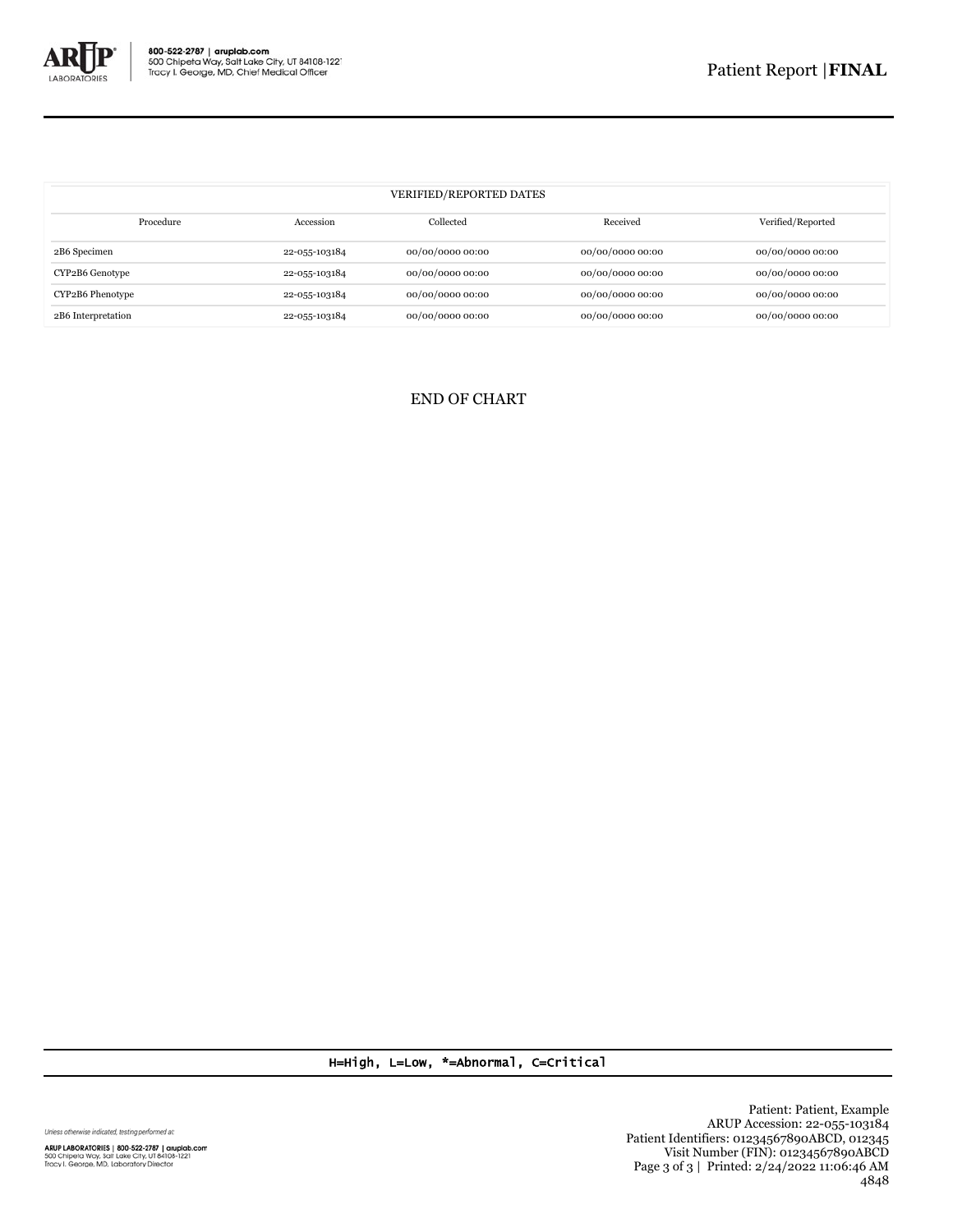| VERIFIED/REPORTED DATES | | | | |
|---|---|---|---|---|
| Procedure | Accession | Collected | Received | Verified/Reported |
| 2B6 Specimen | 22-055-103184 | 00/00/0000 00:00 | 00/00/0000 00:00 | 00/00/0000 00:00 |
| CYP2B6 Genotype | 22-055-103184 | 00/00/0000 00:00 | 00/00/0000 00:00 | 00/00/0000 00:00 |
| CYP2B6 Phenotype | 22-055-103184 | 00/00/0000 00:00 | 00/00/0000 00:00 | 00/00/0000 00:00 |
| 2B6 Interpretation | 22-055-103184 | 00/00/0000 00:00 | 00/00/0000 00:00 | 00/00/0000 00:00 |

END OF CHART

H=High, L=Low, *=Abnormal, C=Critical